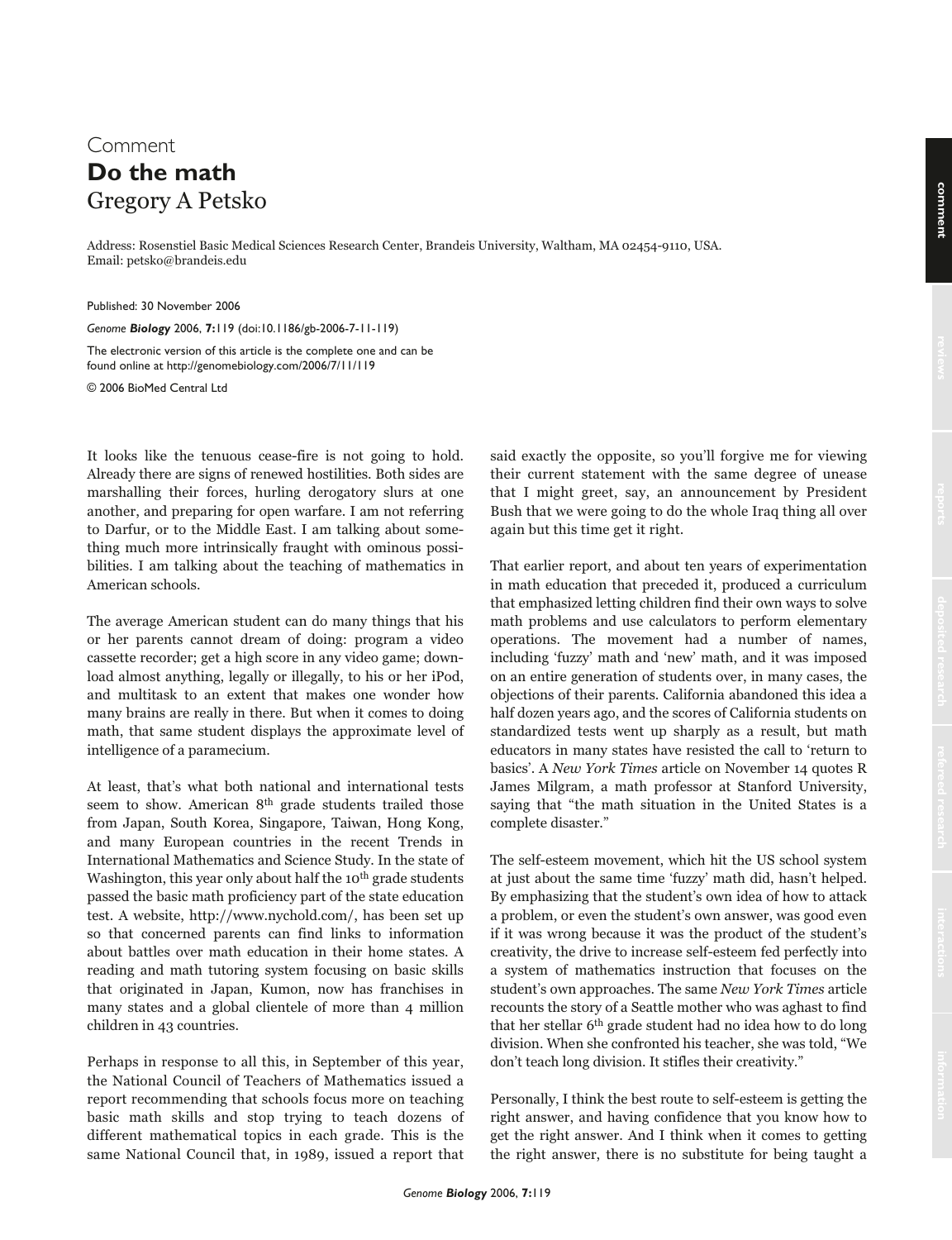Comment

# Do the math

Gregory A Petsko

Address: Rosenstiel Basic Medical Sciences Research Center, Brandeis University, Waltham, MA 02454-9110, USA.
Email: petsko@brandeis.edu

Published: 30 November 2006

*Genome* ***Biology*** 2006, **7:**119 (doi:10.1186/gb-2006-7-11-119)

The electronic version of this article is the complete one and can be found online at http://genomebiology.com/2006/7/11/119

© 2006 BioMed Central Ltd

It looks like the tenuous cease-fire is not going to hold. Already there are signs of renewed hostilities. Both sides are marshalling their forces, hurling derogatory slurs at one another, and preparing for open warfare. I am not referring to Darfur, or to the Middle East. I am talking about something much more intrinsically fraught with ominous possibilities. I am talking about the teaching of mathematics in American schools.

The average American student can do many things that his or her parents cannot dream of doing: program a video cassette recorder; get a high score in any video game; download almost anything, legally or illegally, to his or her iPod, and multitask to an extent that makes one wonder how many brains are really in there. But when it comes to doing math, that same student displays the approximate level of intelligence of a paramecium.

At least, that's what both national and international tests seem to show. American 8th grade students trailed those from Japan, South Korea, Singapore, Taiwan, Hong Kong, and many European countries in the recent Trends in International Mathematics and Science Study. In the state of Washington, this year only about half the 10th grade students passed the basic math proficiency part of the state education test. A website, http://www.nychold.com/, has been set up so that concerned parents can find links to information about battles over math education in their home states. A reading and math tutoring system focusing on basic skills that originated in Japan, Kumon, now has franchises in many states and a global clientele of more than 4 million children in 43 countries.

Perhaps in response to all this, in September of this year, the National Council of Teachers of Mathematics issued a report recommending that schools focus more on teaching basic math skills and stop trying to teach dozens of different mathematical topics in each grade. This is the same National Council that, in 1989, issued a report that said exactly the opposite, so you'll forgive me for viewing their current statement with the same degree of unease that I might greet, say, an announcement by President Bush that we were going to do the whole Iraq thing all over again but this time get it right.

That earlier report, and about ten years of experimentation in math education that preceded it, produced a curriculum that emphasized letting children find their own ways to solve math problems and use calculators to perform elementary operations. The movement had a number of names, including 'fuzzy' math and 'new' math, and it was imposed on an entire generation of students over, in many cases, the objections of their parents. California abandoned this idea a half dozen years ago, and the scores of California students on standardized tests went up sharply as a result, but math educators in many states have resisted the call to 'return to basics'. A *New York Times* article on November 14 quotes R James Milgram, a math professor at Stanford University, saying that "the math situation in the United States is a complete disaster."

The self-esteem movement, which hit the US school system at just about the same time 'fuzzy' math did, hasn't helped. By emphasizing that the student's own idea of how to attack a problem, or even the student's own answer, was good even if it was wrong because it was the product of the student's creativity, the drive to increase self-esteem fed perfectly into a system of mathematics instruction that focuses on the student's own approaches. The same *New York Times* article recounts the story of a Seattle mother who was aghast to find that her stellar 6th grade student had no idea how to do long division. When she confronted his teacher, she was told, "We don't teach long division. It stifles their creativity."

Personally, I think the best route to self-esteem is getting the right answer, and having confidence that you know how to get the right answer. And I think when it comes to getting the right answer, there is no substitute for being taught a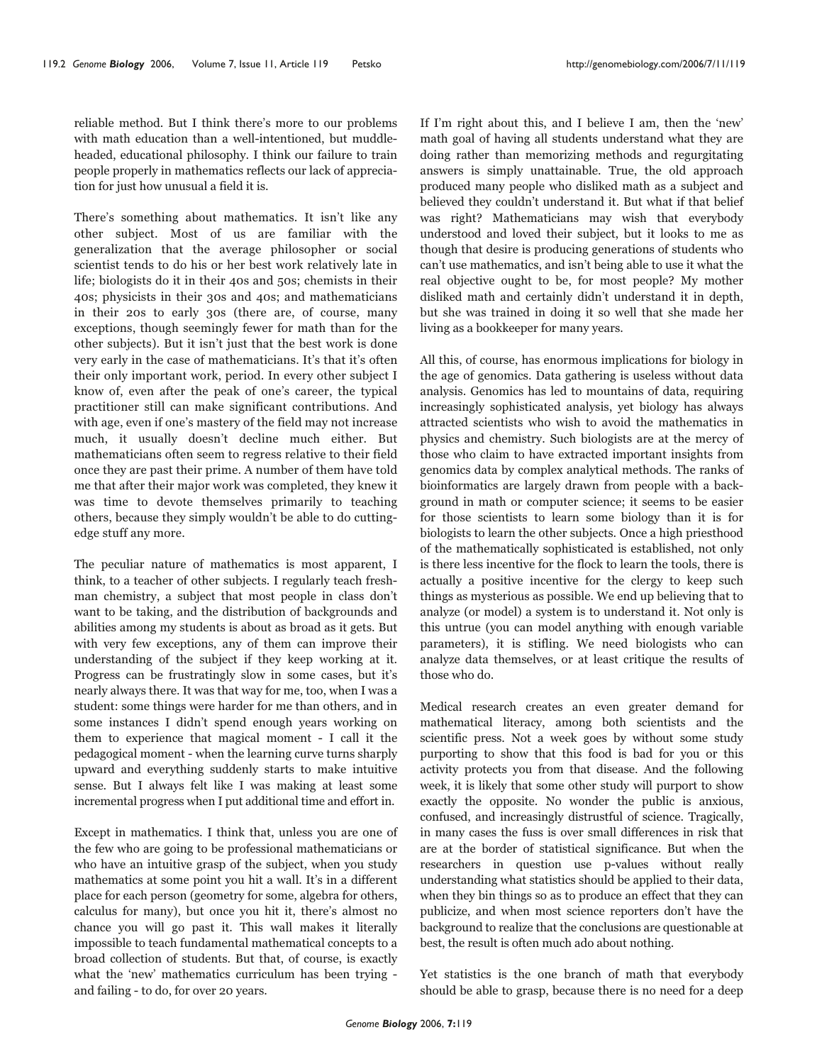reliable method. But I think there's more to our problems with math education than a well-intentioned, but muddle-headed, educational philosophy. I think our failure to train people properly in mathematics reflects our lack of appreciation for just how unusual a field it is.

There's something about mathematics. It isn't like any other subject. Most of us are familiar with the generalization that the average philosopher or social scientist tends to do his or her best work relatively late in life; biologists do it in their 40s and 50s; chemists in their 40s; physicists in their 30s and 40s; and mathematicians in their 20s to early 30s (there are, of course, many exceptions, though seemingly fewer for math than for the other subjects). But it isn't just that the best work is done very early in the case of mathematicians. It's that it's often their only important work, period. In every other subject I know of, even after the peak of one's career, the typical practitioner still can make significant contributions. And with age, even if one's mastery of the field may not increase much, it usually doesn't decline much either. But mathematicians often seem to regress relative to their field once they are past their prime. A number of them have told me that after their major work was completed, they knew it was time to devote themselves primarily to teaching others, because they simply wouldn't be able to do cutting-edge stuff any more.

The peculiar nature of mathematics is most apparent, I think, to a teacher of other subjects. I regularly teach freshman chemistry, a subject that most people in class don't want to be taking, and the distribution of backgrounds and abilities among my students is about as broad as it gets. But with very few exceptions, any of them can improve their understanding of the subject if they keep working at it. Progress can be frustratingly slow in some cases, but it's nearly always there. It was that way for me, too, when I was a student: some things were harder for me than others, and in some instances I didn't spend enough years working on them to experience that magical moment - I call it the pedagogical moment - when the learning curve turns sharply upward and everything suddenly starts to make intuitive sense. But I always felt like I was making at least some incremental progress when I put additional time and effort in.

Except in mathematics. I think that, unless you are one of the few who are going to be professional mathematicians or who have an intuitive grasp of the subject, when you study mathematics at some point you hit a wall. It's in a different place for each person (geometry for some, algebra for others, calculus for many), but once you hit it, there's almost no chance you will go past it. This wall makes it literally impossible to teach fundamental mathematical concepts to a broad collection of students. But that, of course, is exactly what the 'new' mathematics curriculum has been trying - and failing - to do, for over 20 years.

If I'm right about this, and I believe I am, then the 'new' math goal of having all students understand what they are doing rather than memorizing methods and regurgitating answers is simply unattainable. True, the old approach produced many people who disliked math as a subject and believed they couldn't understand it. But what if that belief was right? Mathematicians may wish that everybody understood and loved their subject, but it looks to me as though that desire is producing generations of students who can't use mathematics, and isn't being able to use it what the real objective ought to be, for most people? My mother disliked math and certainly didn't understand it in depth, but she was trained in doing it so well that she made her living as a bookkeeper for many years.

All this, of course, has enormous implications for biology in the age of genomics. Data gathering is useless without data analysis. Genomics has led to mountains of data, requiring increasingly sophisticated analysis, yet biology has always attracted scientists who wish to avoid the mathematics in physics and chemistry. Such biologists are at the mercy of those who claim to have extracted important insights from genomics data by complex analytical methods. The ranks of bioinformatics are largely drawn from people with a background in math or computer science; it seems to be easier for those scientists to learn some biology than it is for biologists to learn the other subjects. Once a high priesthood of the mathematically sophisticated is established, not only is there less incentive for the flock to learn the tools, there is actually a positive incentive for the clergy to keep such things as mysterious as possible. We end up believing that to analyze (or model) a system is to understand it. Not only is this untrue (you can model anything with enough variable parameters), it is stifling. We need biologists who can analyze data themselves, or at least critique the results of those who do.

Medical research creates an even greater demand for mathematical literacy, among both scientists and the scientific press. Not a week goes by without some study purporting to show that this food is bad for you or this activity protects you from that disease. And the following week, it is likely that some other study will purport to show exactly the opposite. No wonder the public is anxious, confused, and increasingly distrustful of science. Tragically, in many cases the fuss is over small differences in risk that are at the border of statistical significance. But when the researchers in question use p-values without really understanding what statistics should be applied to their data, when they bin things so as to produce an effect that they can publicize, and when most science reporters don't have the background to realize that the conclusions are questionable at best, the result is often much ado about nothing.

Yet statistics is the one branch of math that everybody should be able to grasp, because there is no need for a deep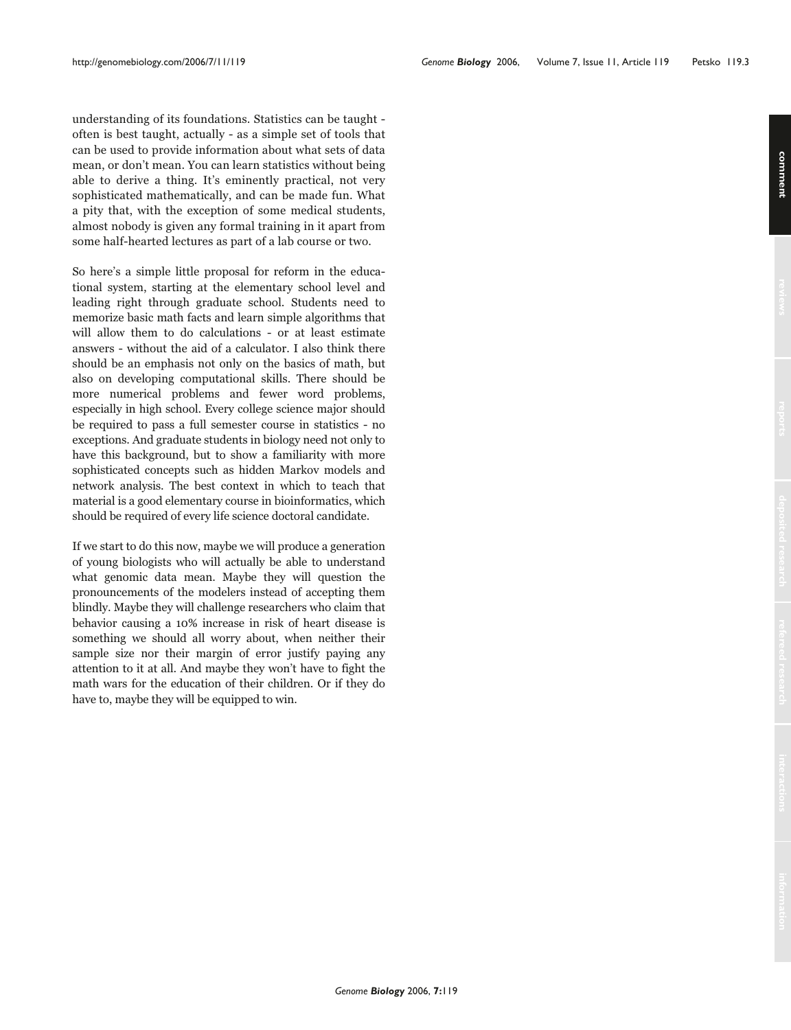understanding of its foundations. Statistics can be taught - often is best taught, actually - as a simple set of tools that can be used to provide information about what sets of data mean, or don't mean. You can learn statistics without being able to derive a thing. It's eminently practical, not very sophisticated mathematically, and can be made fun. What a pity that, with the exception of some medical students, almost nobody is given any formal training in it apart from some half-hearted lectures as part of a lab course or two.

So here's a simple little proposal for reform in the educational system, starting at the elementary school level and leading right through graduate school. Students need to memorize basic math facts and learn simple algorithms that will allow them to do calculations - or at least estimate answers - without the aid of a calculator. I also think there should be an emphasis not only on the basics of math, but also on developing computational skills. There should be more numerical problems and fewer word problems, especially in high school. Every college science major should be required to pass a full semester course in statistics - no exceptions. And graduate students in biology need not only to have this background, but to show a familiarity with more sophisticated concepts such as hidden Markov models and network analysis. The best context in which to teach that material is a good elementary course in bioinformatics, which should be required of every life science doctoral candidate.

If we start to do this now, maybe we will produce a generation of young biologists who will actually be able to understand what genomic data mean. Maybe they will question the pronouncements of the modelers instead of accepting them blindly. Maybe they will challenge researchers who claim that behavior causing a 10% increase in risk of heart disease is something we should all worry about, when neither their sample size nor their margin of error justify paying any attention to it at all. And maybe they won't have to fight the math wars for the education of their children. Or if they do have to, maybe they will be equipped to win.